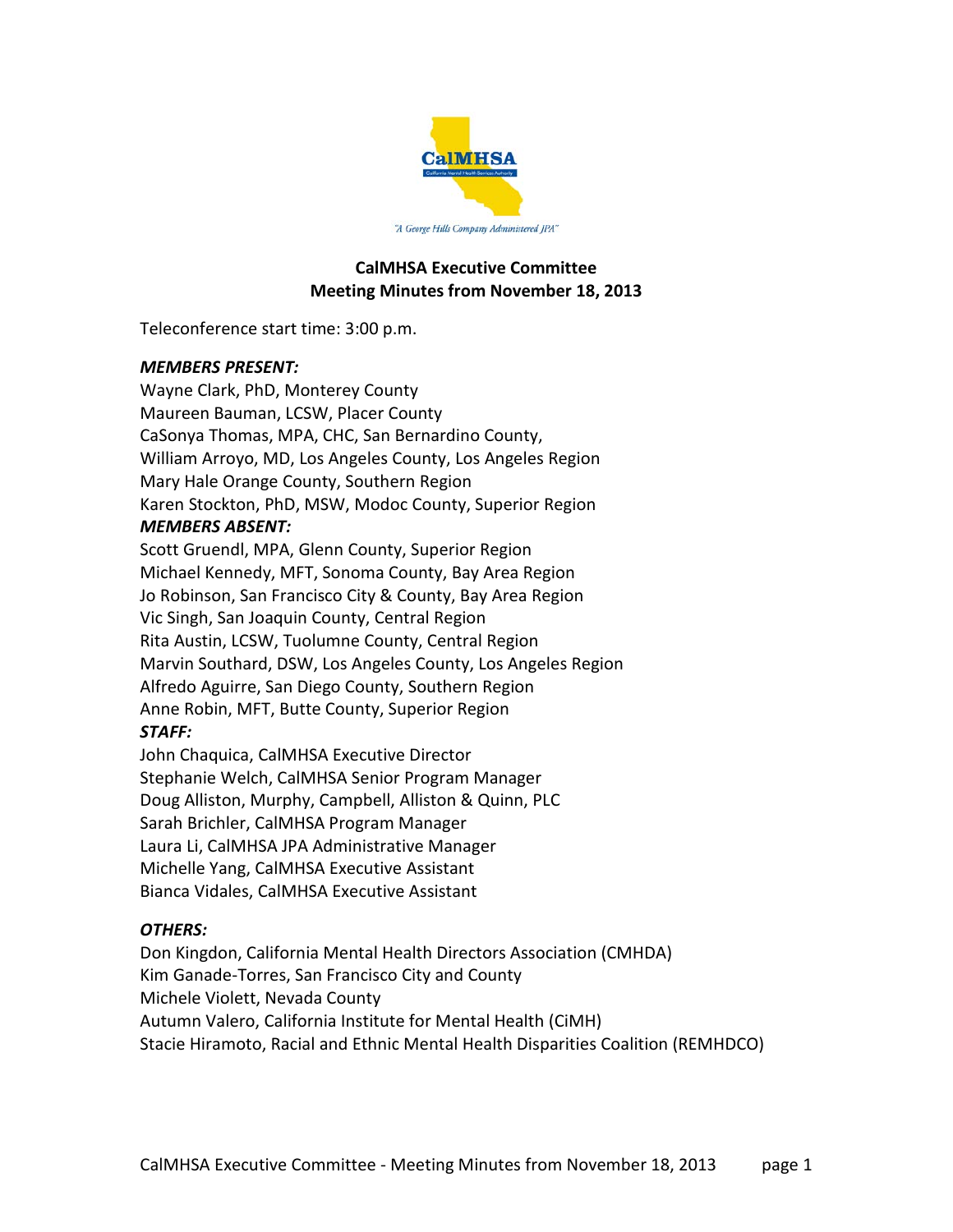CalMHSA

"A George Hills Company Administered JPA"

**CalMHSA Executive Committee**
**Meeting Minutes from November 18, 2013**

Teleconference start time: 3:00 p.m.

***MEMBERS PRESENT:***

Wayne Clark, PhD, Monterey County
Maureen Bauman, LCSW, Placer County
CaSonya Thomas, MPA, CHC, San Bernardino County,
William Arroyo, MD, Los Angeles County, Los Angeles Region
Mary Hale Orange County, Southern Region
Karen Stockton, PhD, MSW, Modoc County, Superior Region

***MEMBERS ABSENT:***

Scott Gruendl, MPA, Glenn County, Superior Region
Michael Kennedy, MFT, Sonoma County, Bay Area Region
Jo Robinson, San Francisco City & County, Bay Area Region
Vic Singh, San Joaquin County, Central Region
Rita Austin, LCSW, Tuolumne County, Central Region
Marvin Southard, DSW, Los Angeles County, Los Angeles Region
Alfredo Aguirre, San Diego County, Southern Region
Anne Robin, MFT, Butte County, Superior Region

***STAFF:***

John Chaquica, CalMHSA Executive Director
Stephanie Welch, CalMHSA Senior Program Manager
Doug Alliston, Murphy, Campbell, Alliston & Quinn, PLC
Sarah Brichler, CalMHSA Program Manager
Laura Li, CalMHSA JPA Administrative Manager
Michelle Yang, CalMHSA Executive Assistant
Bianca Vidales, CalMHSA Executive Assistant

***OTHERS:***

Don Kingdon, California Mental Health Directors Association (CMHDA)
Kim Ganade-Torres, San Francisco City and County
Michele Violett, Nevada County
Autumn Valero, California Institute for Mental Health (CiMH)
Stacie Hiramoto, Racial and Ethnic Mental Health Disparities Coalition (REMHDCO)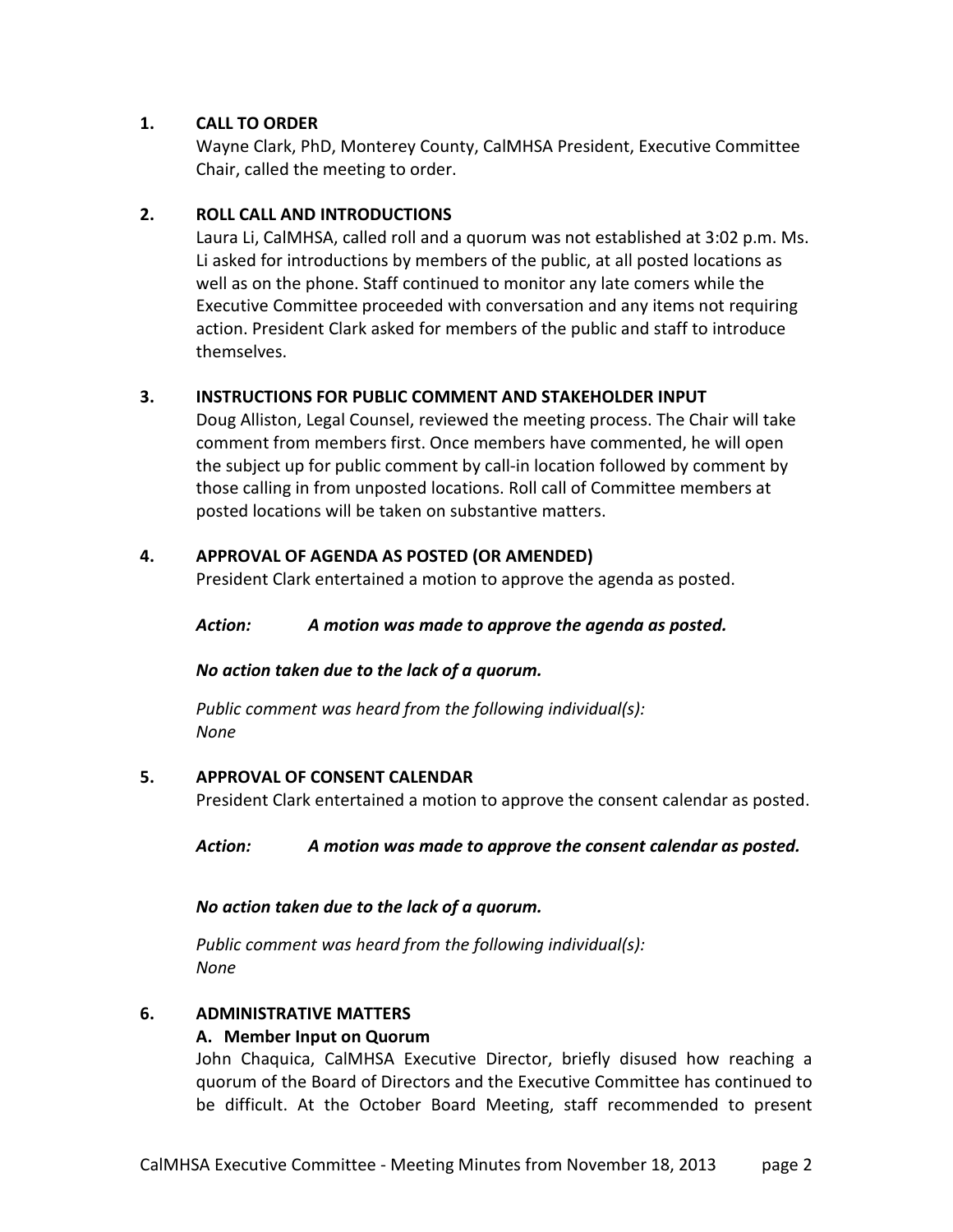## 1. CALL TO ORDER

Wayne Clark, PhD, Monterey County, CalMHSA President, Executive Committee Chair, called the meeting to order.

## 2. ROLL CALL AND INTRODUCTIONS

Laura Li, CalMHSA, called roll and a quorum was not established at 3:02 p.m. Ms. Li asked for introductions by members of the public, at all posted locations as well as on the phone. Staff continued to monitor any late comers while the Executive Committee proceeded with conversation and any items not requiring action. President Clark asked for members of the public and staff to introduce themselves.

## 3. INSTRUCTIONS FOR PUBLIC COMMENT AND STAKEHOLDER INPUT

Doug Alliston, Legal Counsel, reviewed the meeting process. The Chair will take comment from members first. Once members have commented, he will open the subject up for public comment by call-in location followed by comment by those calling in from unposted locations. Roll call of Committee members at posted locations will be taken on substantive matters.

## 4. APPROVAL OF AGENDA AS POSTED (OR AMENDED)

President Clark entertained a motion to approve the agenda as posted.

***Action: A motion was made to approve the agenda as posted.***

***No action taken due to the lack of a quorum.***

*Public comment was heard from the following individual(s):*
*None*

## 5. APPROVAL OF CONSENT CALENDAR

President Clark entertained a motion to approve the consent calendar as posted.

***Action: A motion was made to approve the consent calendar as posted.***

***No action taken due to the lack of a quorum.***

*Public comment was heard from the following individual(s):*
*None*

## 6. ADMINISTRATIVE MATTERS

### A. Member Input on Quorum

John Chaquica, CalMHSA Executive Director, briefly disused how reaching a quorum of the Board of Directors and the Executive Committee has continued to be difficult. At the October Board Meeting, staff recommended to present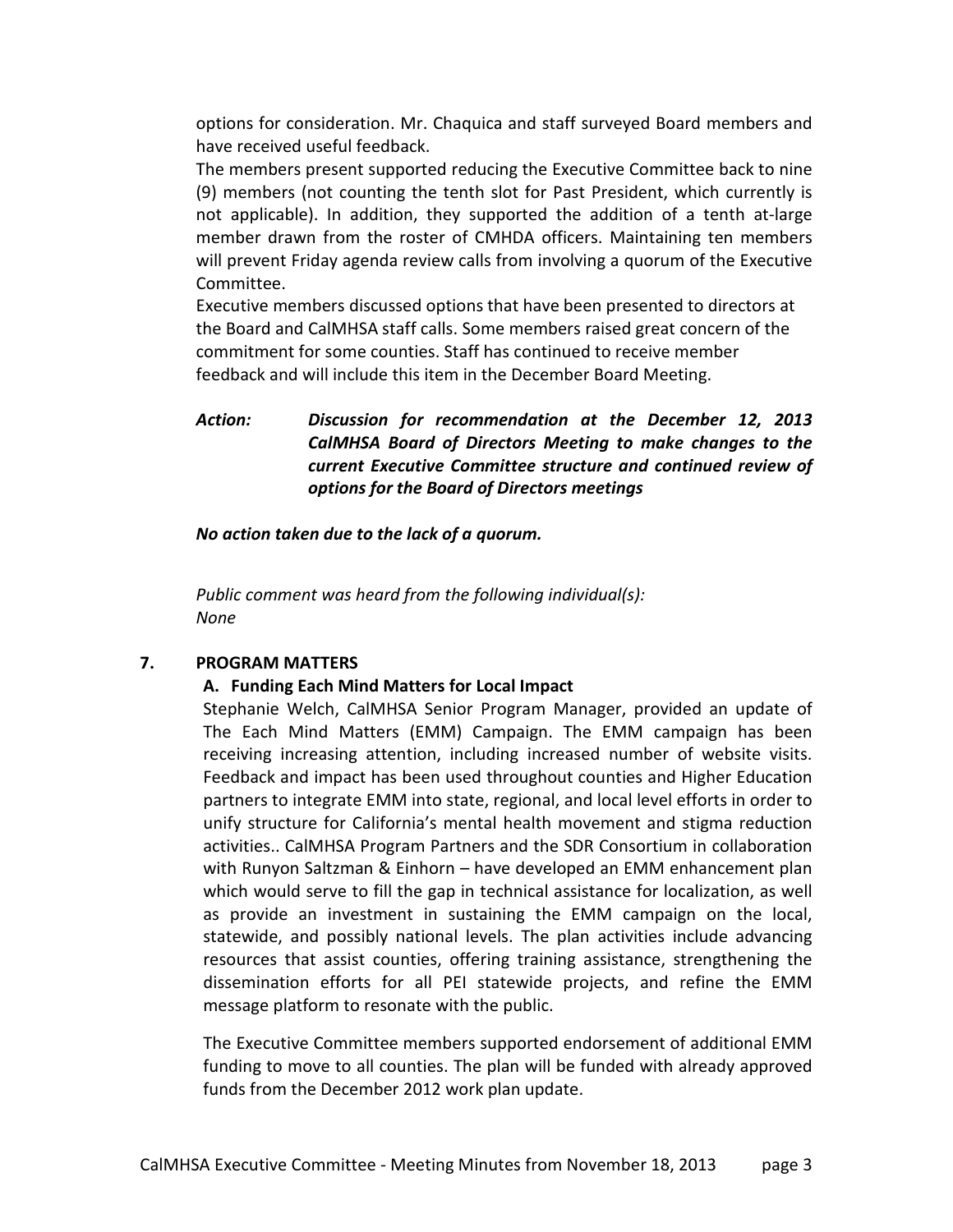options for consideration. Mr. Chaquica and staff surveyed Board members and have received useful feedback.

The members present supported reducing the Executive Committee back to nine (9) members (not counting the tenth slot for Past President, which currently is not applicable). In addition, they supported the addition of a tenth at-large member drawn from the roster of CMHDA officers. Maintaining ten members will prevent Friday agenda review calls from involving a quorum of the Executive Committee.

Executive members discussed options that have been presented to directors at the Board and CalMHSA staff calls. Some members raised great concern of the commitment for some counties. Staff has continued to receive member feedback and will include this item in the December Board Meeting.

***Action:*** ***Discussion for recommendation at the December 12, 2013 CalMHSA Board of Directors Meeting to make changes to the current Executive Committee structure and continued review of options for the Board of Directors meetings***

***No action taken due to the lack of a quorum.***

*Public comment was heard from the following individual(s):*
*None*

**7. PROGRAM MATTERS**

**A. Funding Each Mind Matters for Local Impact**

Stephanie Welch, CalMHSA Senior Program Manager, provided an update of The Each Mind Matters (EMM) Campaign. The EMM campaign has been receiving increasing attention, including increased number of website visits. Feedback and impact has been used throughout counties and Higher Education partners to integrate EMM into state, regional, and local level efforts in order to unify structure for California's mental health movement and stigma reduction activities.. CalMHSA Program Partners and the SDR Consortium in collaboration with Runyon Saltzman & Einhorn – have developed an EMM enhancement plan which would serve to fill the gap in technical assistance for localization, as well as provide an investment in sustaining the EMM campaign on the local, statewide, and possibly national levels. The plan activities include advancing resources that assist counties, offering training assistance, strengthening the dissemination efforts for all PEI statewide projects, and refine the EMM message platform to resonate with the public.

The Executive Committee members supported endorsement of additional EMM funding to move to all counties. The plan will be funded with already approved funds from the December 2012 work plan update.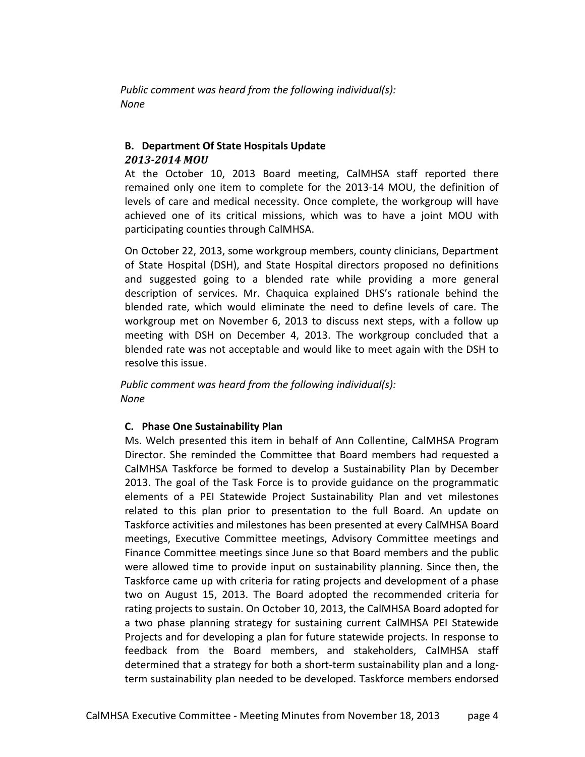*Public comment was heard from the following individual(s):*
*None*

**B. Department Of State Hospitals Update**
***2013-2014 MOU***

At the October 10, 2013 Board meeting, CalMHSA staff reported there remained only one item to complete for the 2013-14 MOU, the definition of levels of care and medical necessity. Once complete, the workgroup will have achieved one of its critical missions, which was to have a joint MOU with participating counties through CalMHSA.

On October 22, 2013, some workgroup members, county clinicians, Department of State Hospital (DSH), and State Hospital directors proposed no definitions and suggested going to a blended rate while providing a more general description of services. Mr. Chaquica explained DHS's rationale behind the blended rate, which would eliminate the need to define levels of care. The workgroup met on November 6, 2013 to discuss next steps, with a follow up meeting with DSH on December 4, 2013. The workgroup concluded that a blended rate was not acceptable and would like to meet again with the DSH to resolve this issue.

*Public comment was heard from the following individual(s):*
*None*

**C. Phase One Sustainability Plan**

Ms. Welch presented this item in behalf of Ann Collentine, CalMHSA Program Director. She reminded the Committee that Board members had requested a CalMHSA Taskforce be formed to develop a Sustainability Plan by December 2013. The goal of the Task Force is to provide guidance on the programmatic elements of a PEI Statewide Project Sustainability Plan and vet milestones related to this plan prior to presentation to the full Board. An update on Taskforce activities and milestones has been presented at every CalMHSA Board meetings, Executive Committee meetings, Advisory Committee meetings and Finance Committee meetings since June so that Board members and the public were allowed time to provide input on sustainability planning. Since then, the Taskforce came up with criteria for rating projects and development of a phase two on August 15, 2013. The Board adopted the recommended criteria for rating projects to sustain. On October 10, 2013, the CalMHSA Board adopted for a two phase planning strategy for sustaining current CalMHSA PEI Statewide Projects and for developing a plan for future statewide projects. In response to feedback from the Board members, and stakeholders, CalMHSA staff determined that a strategy for both a short-term sustainability plan and a long-term sustainability plan needed to be developed. Taskforce members endorsed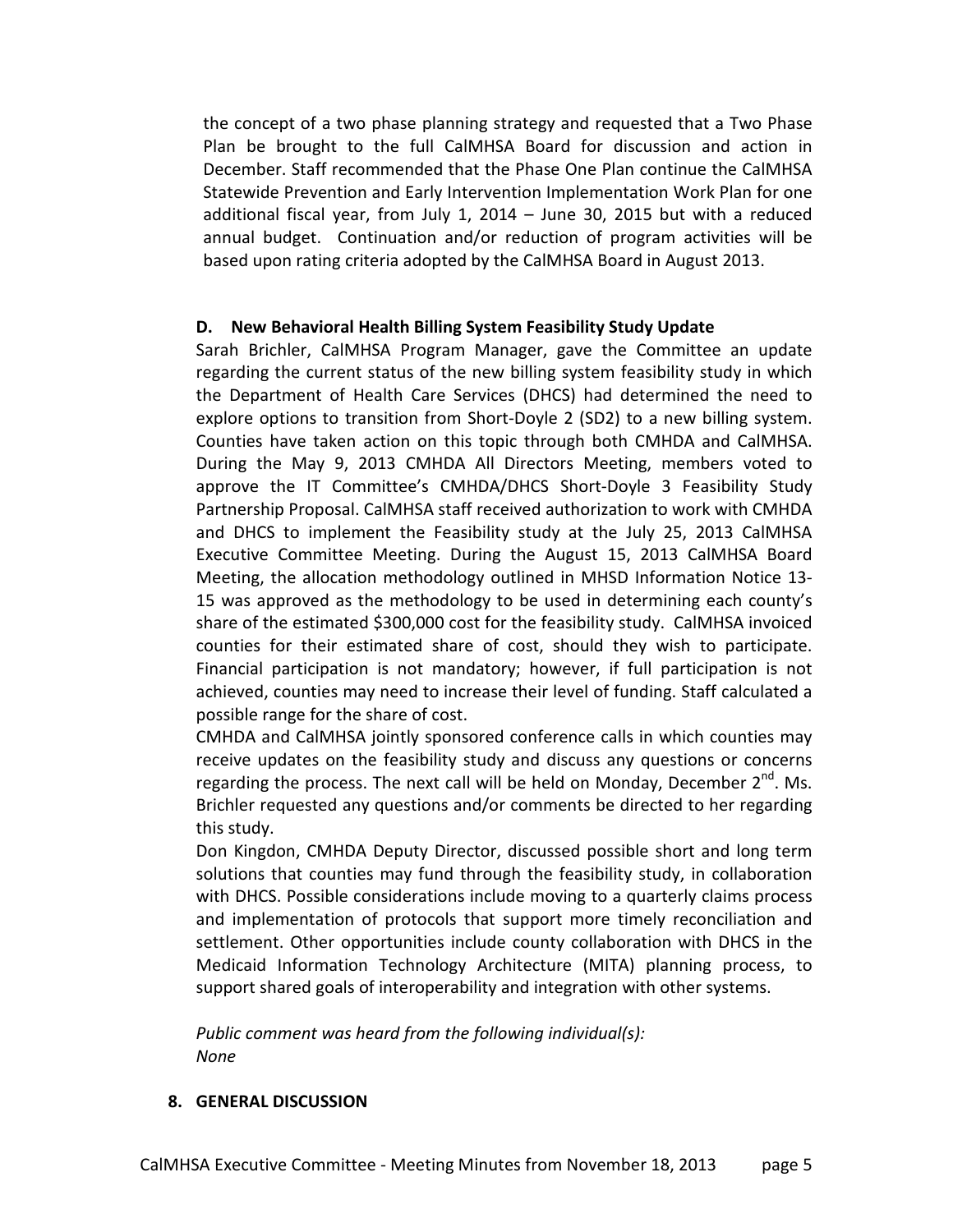the concept of a two phase planning strategy and requested that a Two Phase Plan be brought to the full CalMHSA Board for discussion and action in December. Staff recommended that the Phase One Plan continue the CalMHSA Statewide Prevention and Early Intervention Implementation Work Plan for one additional fiscal year, from July 1, 2014 – June 30, 2015 but with a reduced annual budget. Continuation and/or reduction of program activities will be based upon rating criteria adopted by the CalMHSA Board in August 2013.

**D. New Behavioral Health Billing System Feasibility Study Update**

Sarah Brichler, CalMHSA Program Manager, gave the Committee an update regarding the current status of the new billing system feasibility study in which the Department of Health Care Services (DHCS) had determined the need to explore options to transition from Short-Doyle 2 (SD2) to a new billing system. Counties have taken action on this topic through both CMHDA and CalMHSA. During the May 9, 2013 CMHDA All Directors Meeting, members voted to approve the IT Committee's CMHDA/DHCS Short-Doyle 3 Feasibility Study Partnership Proposal. CalMHSA staff received authorization to work with CMHDA and DHCS to implement the Feasibility study at the July 25, 2013 CalMHSA Executive Committee Meeting. During the August 15, 2013 CalMHSA Board Meeting, the allocation methodology outlined in MHSD Information Notice 13-15 was approved as the methodology to be used in determining each county's share of the estimated $300,000 cost for the feasibility study. CalMHSA invoiced counties for their estimated share of cost, should they wish to participate. Financial participation is not mandatory; however, if full participation is not achieved, counties may need to increase their level of funding. Staff calculated a possible range for the share of cost.

CMHDA and CalMHSA jointly sponsored conference calls in which counties may receive updates on the feasibility study and discuss any questions or concerns regarding the process. The next call will be held on Monday, December 2nd. Ms. Brichler requested any questions and/or comments be directed to her regarding this study.

Don Kingdon, CMHDA Deputy Director, discussed possible short and long term solutions that counties may fund through the feasibility study, in collaboration with DHCS. Possible considerations include moving to a quarterly claims process and implementation of protocols that support more timely reconciliation and settlement. Other opportunities include county collaboration with DHCS in the Medicaid Information Technology Architecture (MITA) planning process, to support shared goals of interoperability and integration with other systems.

*Public comment was heard from the following individual(s):*
*None*

**8. GENERAL DISCUSSION**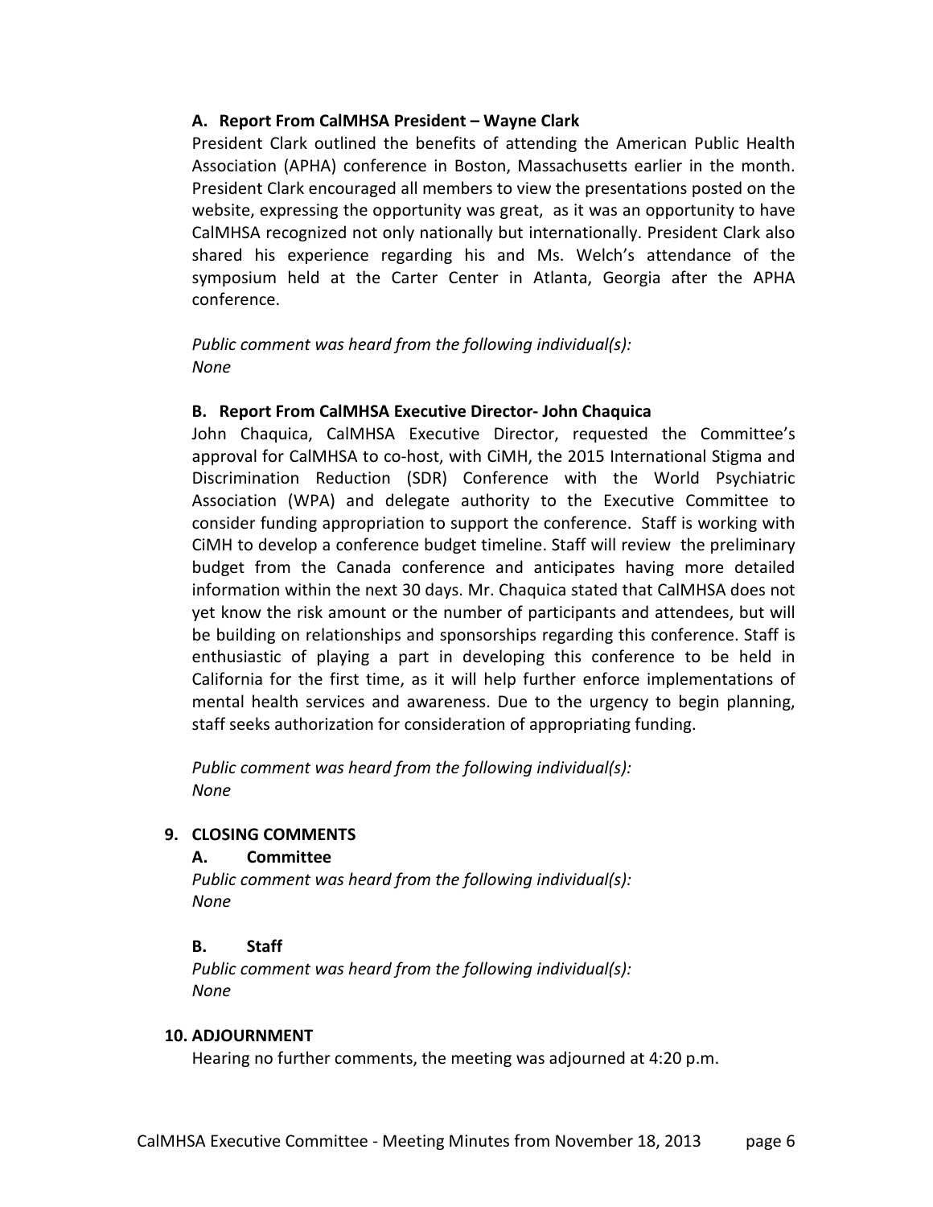**A. Report From CalMHSA President – Wayne Clark**

President Clark outlined the benefits of attending the American Public Health Association (APHA) conference in Boston, Massachusetts earlier in the month. President Clark encouraged all members to view the presentations posted on the website, expressing the opportunity was great, as it was an opportunity to have CalMHSA recognized not only nationally but internationally. President Clark also shared his experience regarding his and Ms. Welch's attendance of the symposium held at the Carter Center in Atlanta, Georgia after the APHA conference.

*Public comment was heard from the following individual(s):*
*None*

**B. Report From CalMHSA Executive Director- John Chaquica**

John Chaquica, CalMHSA Executive Director, requested the Committee's approval for CalMHSA to co-host, with CiMH, the 2015 International Stigma and Discrimination Reduction (SDR) Conference with the World Psychiatric Association (WPA) and delegate authority to the Executive Committee to consider funding appropriation to support the conference. Staff is working with CiMH to develop a conference budget timeline. Staff will review the preliminary budget from the Canada conference and anticipates having more detailed information within the next 30 days. Mr. Chaquica stated that CalMHSA does not yet know the risk amount or the number of participants and attendees, but will be building on relationships and sponsorships regarding this conference. Staff is enthusiastic of playing a part in developing this conference to be held in California for the first time, as it will help further enforce implementations of mental health services and awareness. Due to the urgency to begin planning, staff seeks authorization for consideration of appropriating funding.

*Public comment was heard from the following individual(s):*
*None*

**9. CLOSING COMMENTS**

**A. Committee**

*Public comment was heard from the following individual(s):*
*None*

**B. Staff**

*Public comment was heard from the following individual(s):*
*None*

**10. ADJOURNMENT**

Hearing no further comments, the meeting was adjourned at 4:20 p.m.